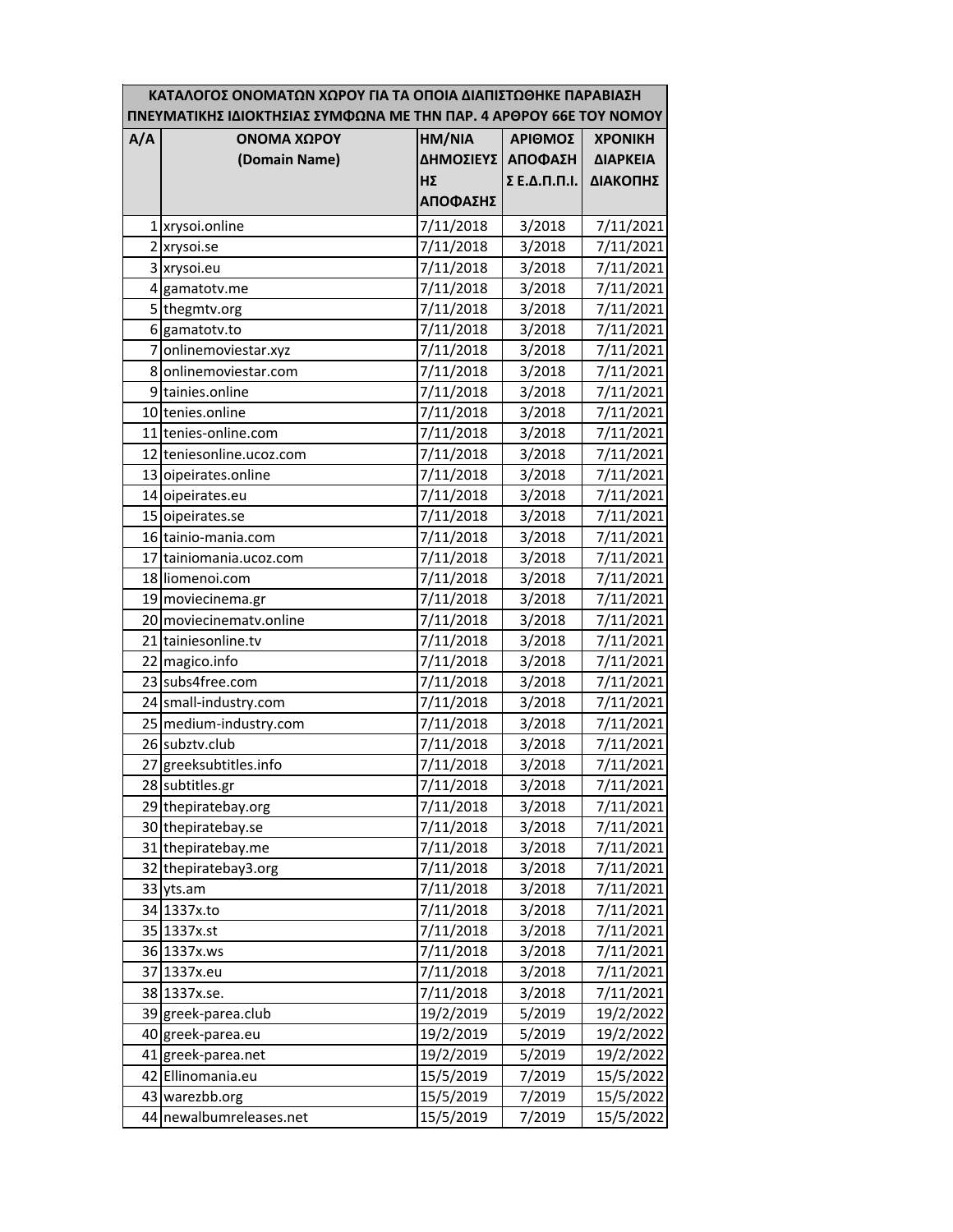| ΚΑΤΑΛΟΓΟΣ ΟΝΟΜΑΤΩΝ ΧΩΡΟΥ ΓΙΑ ΤΑ ΟΠΟΙΑ ΔΙΑΠΙΣΤΩΘΗΚΕ ΠΑΡΑΒΙΑΣΗ ΠΝΕΥΜΑΤΙΚΗΣ ΙΔΙΟΚΤΗΣΙΑΣ ΣΥΜΦΩΝΑ ΜΕ ΤΗΝ ΠΑΡ. 4 ΑΡΘΡΟΥ 66Ε ΤΟΥ ΝΟΜΟΥ | | | | |
|---|---|---|---|---|
| Α/Α | ΟΝΟΜΑ ΧΩΡΟΥ (Domain Name) | ΗΜ/ΝΙΑ ΔΗΜΟΣΙΕΥΣΗΣ ΑΠΟΦΑΣΗΣ | ΑΡΙΘΜΟΣ ΑΠΟΦΑΣΗΣ Ε.Δ.Π.Π.Ι. | ΧΡΟΝΙΚΗ ΔΙΑΡΚΕΙΑ ΔΙΑΚΟΠΗΣ |
| 1 | xrysoi.online | 7/11/2018 | 3/2018 | 7/11/2021 |
| 2 | xrysoi.se | 7/11/2018 | 3/2018 | 7/11/2021 |
| 3 | xrysoi.eu | 7/11/2018 | 3/2018 | 7/11/2021 |
| 4 | gamatotv.me | 7/11/2018 | 3/2018 | 7/11/2021 |
| 5 | thegmtv.org | 7/11/2018 | 3/2018 | 7/11/2021 |
| 6 | gamatotv.to | 7/11/2018 | 3/2018 | 7/11/2021 |
| 7 | onlinemoviestar.xyz | 7/11/2018 | 3/2018 | 7/11/2021 |
| 8 | onlinemoviestar.com | 7/11/2018 | 3/2018 | 7/11/2021 |
| 9 | tainies.online | 7/11/2018 | 3/2018 | 7/11/2021 |
| 10 | tenies.online | 7/11/2018 | 3/2018 | 7/11/2021 |
| 11 | tenies-online.com | 7/11/2018 | 3/2018 | 7/11/2021 |
| 12 | teniesonline.ucoz.com | 7/11/2018 | 3/2018 | 7/11/2021 |
| 13 | oipeirates.online | 7/11/2018 | 3/2018 | 7/11/2021 |
| 14 | oipeirates.eu | 7/11/2018 | 3/2018 | 7/11/2021 |
| 15 | oipeirates.se | 7/11/2018 | 3/2018 | 7/11/2021 |
| 16 | tainio-mania.com | 7/11/2018 | 3/2018 | 7/11/2021 |
| 17 | tainiomania.ucoz.com | 7/11/2018 | 3/2018 | 7/11/2021 |
| 18 | liomenoi.com | 7/11/2018 | 3/2018 | 7/11/2021 |
| 19 | moviecinema.gr | 7/11/2018 | 3/2018 | 7/11/2021 |
| 20 | moviecinematv.online | 7/11/2018 | 3/2018 | 7/11/2021 |
| 21 | tainiesonline.tv | 7/11/2018 | 3/2018 | 7/11/2021 |
| 22 | magico.info | 7/11/2018 | 3/2018 | 7/11/2021 |
| 23 | subs4free.com | 7/11/2018 | 3/2018 | 7/11/2021 |
| 24 | small-industry.com | 7/11/2018 | 3/2018 | 7/11/2021 |
| 25 | medium-industry.com | 7/11/2018 | 3/2018 | 7/11/2021 |
| 26 | subztv.club | 7/11/2018 | 3/2018 | 7/11/2021 |
| 27 | greeksubtitles.info | 7/11/2018 | 3/2018 | 7/11/2021 |
| 28 | subtitles.gr | 7/11/2018 | 3/2018 | 7/11/2021 |
| 29 | thepiratebay.org | 7/11/2018 | 3/2018 | 7/11/2021 |
| 30 | thepiratebay.se | 7/11/2018 | 3/2018 | 7/11/2021 |
| 31 | thepiratebay.me | 7/11/2018 | 3/2018 | 7/11/2021 |
| 32 | thepiratebay3.org | 7/11/2018 | 3/2018 | 7/11/2021 |
| 33 | yts.am | 7/11/2018 | 3/2018 | 7/11/2021 |
| 34 | 1337x.to | 7/11/2018 | 3/2018 | 7/11/2021 |
| 35 | 1337x.st | 7/11/2018 | 3/2018 | 7/11/2021 |
| 36 | 1337x.ws | 7/11/2018 | 3/2018 | 7/11/2021 |
| 37 | 1337x.eu | 7/11/2018 | 3/2018 | 7/11/2021 |
| 38 | 1337x.se. | 7/11/2018 | 3/2018 | 7/11/2021 |
| 39 | greek-parea.club | 19/2/2019 | 5/2019 | 19/2/2022 |
| 40 | greek-parea.eu | 19/2/2019 | 5/2019 | 19/2/2022 |
| 41 | greek-parea.net | 19/2/2019 | 5/2019 | 19/2/2022 |
| 42 | Ellinomania.eu | 15/5/2019 | 7/2019 | 15/5/2022 |
| 43 | warezbb.org | 15/5/2019 | 7/2019 | 15/5/2022 |
| 44 | newalbumreleases.net | 15/5/2019 | 7/2019 | 15/5/2022 |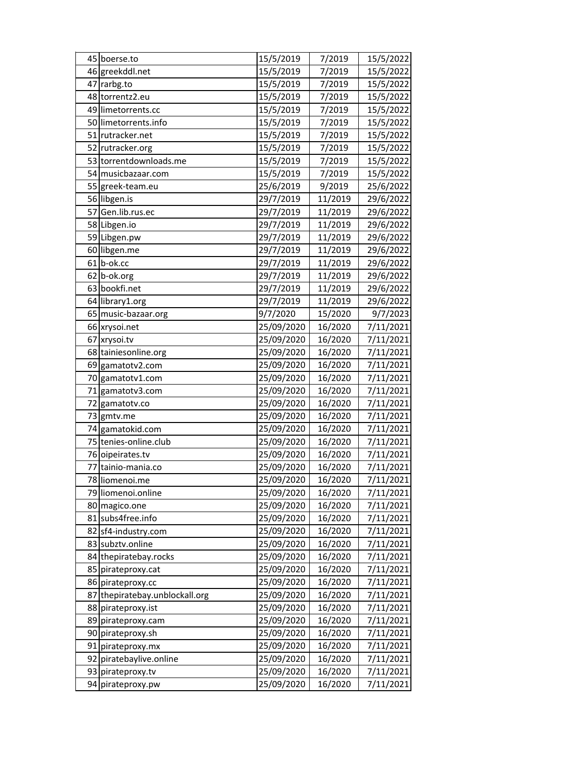| | | | | |
|---|---|---|---|---|
| 45 | boerse.to | 15/5/2019 | 7/2019 | 15/5/2022 |
| 46 | greekddl.net | 15/5/2019 | 7/2019 | 15/5/2022 |
| 47 | rarbg.to | 15/5/2019 | 7/2019 | 15/5/2022 |
| 48 | torrentz2.eu | 15/5/2019 | 7/2019 | 15/5/2022 |
| 49 | limetorrents.cc | 15/5/2019 | 7/2019 | 15/5/2022 |
| 50 | limetorrents.info | 15/5/2019 | 7/2019 | 15/5/2022 |
| 51 | rutracker.net | 15/5/2019 | 7/2019 | 15/5/2022 |
| 52 | rutracker.org | 15/5/2019 | 7/2019 | 15/5/2022 |
| 53 | torrentdownloads.me | 15/5/2019 | 7/2019 | 15/5/2022 |
| 54 | musicbazaar.com | 15/5/2019 | 7/2019 | 15/5/2022 |
| 55 | greek-team.eu | 25/6/2019 | 9/2019 | 25/6/2022 |
| 56 | libgen.is | 29/7/2019 | 11/2019 | 29/6/2022 |
| 57 | Gen.lib.rus.ec | 29/7/2019 | 11/2019 | 29/6/2022 |
| 58 | Libgen.io | 29/7/2019 | 11/2019 | 29/6/2022 |
| 59 | Libgen.pw | 29/7/2019 | 11/2019 | 29/6/2022 |
| 60 | libgen.me | 29/7/2019 | 11/2019 | 29/6/2022 |
| 61 | b-ok.cc | 29/7/2019 | 11/2019 | 29/6/2022 |
| 62 | b-ok.org | 29/7/2019 | 11/2019 | 29/6/2022 |
| 63 | bookfi.net | 29/7/2019 | 11/2019 | 29/6/2022 |
| 64 | library1.org | 29/7/2019 | 11/2019 | 29/6/2022 |
| 65 | music-bazaar.org | 9/7/2020 | 15/2020 | 9/7/2023 |
| 66 | xrysoi.net | 25/09/2020 | 16/2020 | 7/11/2021 |
| 67 | xrysoi.tv | 25/09/2020 | 16/2020 | 7/11/2021 |
| 68 | tainiesonline.org | 25/09/2020 | 16/2020 | 7/11/2021 |
| 69 | gamatotv2.com | 25/09/2020 | 16/2020 | 7/11/2021 |
| 70 | gamatotv1.com | 25/09/2020 | 16/2020 | 7/11/2021 |
| 71 | gamatotv3.com | 25/09/2020 | 16/2020 | 7/11/2021 |
| 72 | gamatotv.co | 25/09/2020 | 16/2020 | 7/11/2021 |
| 73 | gmtv.me | 25/09/2020 | 16/2020 | 7/11/2021 |
| 74 | gamatokid.com | 25/09/2020 | 16/2020 | 7/11/2021 |
| 75 | tenies-online.club | 25/09/2020 | 16/2020 | 7/11/2021 |
| 76 | oipeirates.tv | 25/09/2020 | 16/2020 | 7/11/2021 |
| 77 | tainio-mania.co | 25/09/2020 | 16/2020 | 7/11/2021 |
| 78 | liomenoi.me | 25/09/2020 | 16/2020 | 7/11/2021 |
| 79 | liomenoi.online | 25/09/2020 | 16/2020 | 7/11/2021 |
| 80 | magico.one | 25/09/2020 | 16/2020 | 7/11/2021 |
| 81 | subs4free.info | 25/09/2020 | 16/2020 | 7/11/2021 |
| 82 | sf4-industry.com | 25/09/2020 | 16/2020 | 7/11/2021 |
| 83 | subztv.online | 25/09/2020 | 16/2020 | 7/11/2021 |
| 84 | thepiratebay.rocks | 25/09/2020 | 16/2020 | 7/11/2021 |
| 85 | pirateproxy.cat | 25/09/2020 | 16/2020 | 7/11/2021 |
| 86 | pirateproxy.cc | 25/09/2020 | 16/2020 | 7/11/2021 |
| 87 | thepiratebay.unblockall.org | 25/09/2020 | 16/2020 | 7/11/2021 |
| 88 | pirateproxy.ist | 25/09/2020 | 16/2020 | 7/11/2021 |
| 89 | pirateproxy.cam | 25/09/2020 | 16/2020 | 7/11/2021 |
| 90 | pirateproxy.sh | 25/09/2020 | 16/2020 | 7/11/2021 |
| 91 | pirateproxy.mx | 25/09/2020 | 16/2020 | 7/11/2021 |
| 92 | piratebaylive.online | 25/09/2020 | 16/2020 | 7/11/2021 |
| 93 | pirateproxy.tv | 25/09/2020 | 16/2020 | 7/11/2021 |
| 94 | pirateproxy.pw | 25/09/2020 | 16/2020 | 7/11/2021 |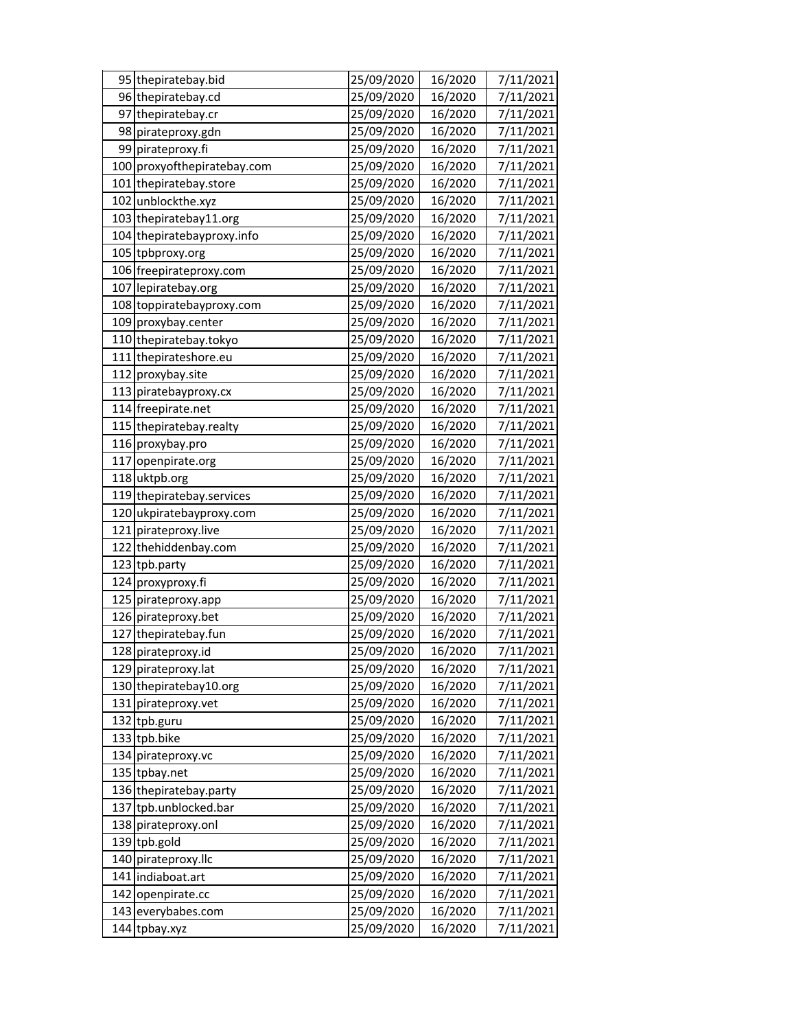| | | | | |
|---|---|---|---|---|
| 95 | thepiratebay.bid | 25/09/2020 | 16/2020 | 7/11/2021 |
| 96 | thepiratebay.cd | 25/09/2020 | 16/2020 | 7/11/2021 |
| 97 | thepiratebay.cr | 25/09/2020 | 16/2020 | 7/11/2021 |
| 98 | pirateproxy.gdn | 25/09/2020 | 16/2020 | 7/11/2021 |
| 99 | pirateproxy.fi | 25/09/2020 | 16/2020 | 7/11/2021 |
| 100 | proxyofthepiratebay.com | 25/09/2020 | 16/2020 | 7/11/2021 |
| 101 | thepiratebay.store | 25/09/2020 | 16/2020 | 7/11/2021 |
| 102 | unblockthe.xyz | 25/09/2020 | 16/2020 | 7/11/2021 |
| 103 | thepiratebay11.org | 25/09/2020 | 16/2020 | 7/11/2021 |
| 104 | thepiratebayproxy.info | 25/09/2020 | 16/2020 | 7/11/2021 |
| 105 | tpbproxy.org | 25/09/2020 | 16/2020 | 7/11/2021 |
| 106 | freepirateproxy.com | 25/09/2020 | 16/2020 | 7/11/2021 |
| 107 | lepiratebay.org | 25/09/2020 | 16/2020 | 7/11/2021 |
| 108 | toppiratebayproxy.com | 25/09/2020 | 16/2020 | 7/11/2021 |
| 109 | proxybay.center | 25/09/2020 | 16/2020 | 7/11/2021 |
| 110 | thepiratebay.tokyo | 25/09/2020 | 16/2020 | 7/11/2021 |
| 111 | thepirateshore.eu | 25/09/2020 | 16/2020 | 7/11/2021 |
| 112 | proxybay.site | 25/09/2020 | 16/2020 | 7/11/2021 |
| 113 | piratebayproxy.cx | 25/09/2020 | 16/2020 | 7/11/2021 |
| 114 | freepirate.net | 25/09/2020 | 16/2020 | 7/11/2021 |
| 115 | thepiratebay.realty | 25/09/2020 | 16/2020 | 7/11/2021 |
| 116 | proxybay.pro | 25/09/2020 | 16/2020 | 7/11/2021 |
| 117 | openpirate.org | 25/09/2020 | 16/2020 | 7/11/2021 |
| 118 | uktpb.org | 25/09/2020 | 16/2020 | 7/11/2021 |
| 119 | thepiratebay.services | 25/09/2020 | 16/2020 | 7/11/2021 |
| 120 | ukpiratebayproxy.com | 25/09/2020 | 16/2020 | 7/11/2021 |
| 121 | pirateproxy.live | 25/09/2020 | 16/2020 | 7/11/2021 |
| 122 | thehiddenbay.com | 25/09/2020 | 16/2020 | 7/11/2021 |
| 123 | tpb.party | 25/09/2020 | 16/2020 | 7/11/2021 |
| 124 | proxyproxy.fi | 25/09/2020 | 16/2020 | 7/11/2021 |
| 125 | pirateproxy.app | 25/09/2020 | 16/2020 | 7/11/2021 |
| 126 | pirateproxy.bet | 25/09/2020 | 16/2020 | 7/11/2021 |
| 127 | thepiratebay.fun | 25/09/2020 | 16/2020 | 7/11/2021 |
| 128 | pirateproxy.id | 25/09/2020 | 16/2020 | 7/11/2021 |
| 129 | pirateproxy.lat | 25/09/2020 | 16/2020 | 7/11/2021 |
| 130 | thepiratebay10.org | 25/09/2020 | 16/2020 | 7/11/2021 |
| 131 | pirateproxy.vet | 25/09/2020 | 16/2020 | 7/11/2021 |
| 132 | tpb.guru | 25/09/2020 | 16/2020 | 7/11/2021 |
| 133 | tpb.bike | 25/09/2020 | 16/2020 | 7/11/2021 |
| 134 | pirateproxy.vc | 25/09/2020 | 16/2020 | 7/11/2021 |
| 135 | tpbay.net | 25/09/2020 | 16/2020 | 7/11/2021 |
| 136 | thepiratebay.party | 25/09/2020 | 16/2020 | 7/11/2021 |
| 137 | tpb.unblocked.bar | 25/09/2020 | 16/2020 | 7/11/2021 |
| 138 | pirateproxy.onl | 25/09/2020 | 16/2020 | 7/11/2021 |
| 139 | tpb.gold | 25/09/2020 | 16/2020 | 7/11/2021 |
| 140 | pirateproxy.llc | 25/09/2020 | 16/2020 | 7/11/2021 |
| 141 | indiaboat.art | 25/09/2020 | 16/2020 | 7/11/2021 |
| 142 | openpirate.cc | 25/09/2020 | 16/2020 | 7/11/2021 |
| 143 | everybabes.com | 25/09/2020 | 16/2020 | 7/11/2021 |
| 144 | tpbay.xyz | 25/09/2020 | 16/2020 | 7/11/2021 |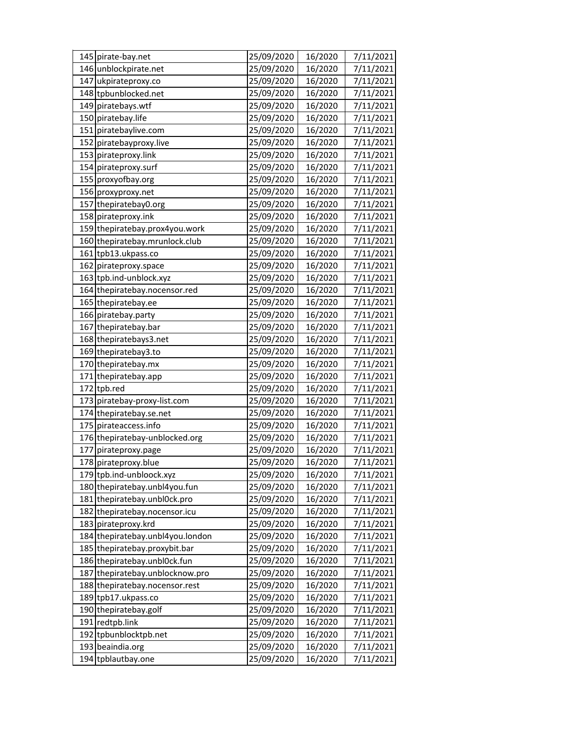| | | | | |
|---|---|---|---|---|
| 145 | pirate-bay.net | 25/09/2020 | 16/2020 | 7/11/2021 |
| 146 | unblockpirate.net | 25/09/2020 | 16/2020 | 7/11/2021 |
| 147 | ukpirateproxy.co | 25/09/2020 | 16/2020 | 7/11/2021 |
| 148 | tpbunblocked.net | 25/09/2020 | 16/2020 | 7/11/2021 |
| 149 | piratebays.wtf | 25/09/2020 | 16/2020 | 7/11/2021 |
| 150 | piratebay.life | 25/09/2020 | 16/2020 | 7/11/2021 |
| 151 | piratebaylive.com | 25/09/2020 | 16/2020 | 7/11/2021 |
| 152 | piratebayproxy.live | 25/09/2020 | 16/2020 | 7/11/2021 |
| 153 | pirateproxy.link | 25/09/2020 | 16/2020 | 7/11/2021 |
| 154 | pirateproxy.surf | 25/09/2020 | 16/2020 | 7/11/2021 |
| 155 | proxyofbay.org | 25/09/2020 | 16/2020 | 7/11/2021 |
| 156 | proxyproxy.net | 25/09/2020 | 16/2020 | 7/11/2021 |
| 157 | thepiratebay0.org | 25/09/2020 | 16/2020 | 7/11/2021 |
| 158 | pirateproxy.ink | 25/09/2020 | 16/2020 | 7/11/2021 |
| 159 | thepiratebay.prox4you.work | 25/09/2020 | 16/2020 | 7/11/2021 |
| 160 | thepiratebay.mrunlock.club | 25/09/2020 | 16/2020 | 7/11/2021 |
| 161 | tpb13.ukpass.co | 25/09/2020 | 16/2020 | 7/11/2021 |
| 162 | pirateproxy.space | 25/09/2020 | 16/2020 | 7/11/2021 |
| 163 | tpb.ind-unblock.xyz | 25/09/2020 | 16/2020 | 7/11/2021 |
| 164 | thepiratebay.nocensor.red | 25/09/2020 | 16/2020 | 7/11/2021 |
| 165 | thepiratebay.ee | 25/09/2020 | 16/2020 | 7/11/2021 |
| 166 | piratebay.party | 25/09/2020 | 16/2020 | 7/11/2021 |
| 167 | thepiratebay.bar | 25/09/2020 | 16/2020 | 7/11/2021 |
| 168 | thepiratebays3.net | 25/09/2020 | 16/2020 | 7/11/2021 |
| 169 | thepiratebay3.to | 25/09/2020 | 16/2020 | 7/11/2021 |
| 170 | thepiratebay.mx | 25/09/2020 | 16/2020 | 7/11/2021 |
| 171 | thepiratebay.app | 25/09/2020 | 16/2020 | 7/11/2021 |
| 172 | tpb.red | 25/09/2020 | 16/2020 | 7/11/2021 |
| 173 | piratebay-proxy-list.com | 25/09/2020 | 16/2020 | 7/11/2021 |
| 174 | thepiratebay.se.net | 25/09/2020 | 16/2020 | 7/11/2021 |
| 175 | pirateaccess.info | 25/09/2020 | 16/2020 | 7/11/2021 |
| 176 | thepiratebay-unblocked.org | 25/09/2020 | 16/2020 | 7/11/2021 |
| 177 | pirateproxy.page | 25/09/2020 | 16/2020 | 7/11/2021 |
| 178 | pirateproxy.blue | 25/09/2020 | 16/2020 | 7/11/2021 |
| 179 | tpb.ind-unbloock.xyz | 25/09/2020 | 16/2020 | 7/11/2021 |
| 180 | thepiratebay.unbl4you.fun | 25/09/2020 | 16/2020 | 7/11/2021 |
| 181 | thepiratebay.unbl0ck.pro | 25/09/2020 | 16/2020 | 7/11/2021 |
| 182 | thepiratebay.nocensor.icu | 25/09/2020 | 16/2020 | 7/11/2021 |
| 183 | pirateproxy.krd | 25/09/2020 | 16/2020 | 7/11/2021 |
| 184 | thepiratebay.unbl4you.london | 25/09/2020 | 16/2020 | 7/11/2021 |
| 185 | thepiratebay.proxybit.bar | 25/09/2020 | 16/2020 | 7/11/2021 |
| 186 | thepiratebay.unbl0ck.fun | 25/09/2020 | 16/2020 | 7/11/2021 |
| 187 | thepiratebay.unblocknow.pro | 25/09/2020 | 16/2020 | 7/11/2021 |
| 188 | thepiratebay.nocensor.rest | 25/09/2020 | 16/2020 | 7/11/2021 |
| 189 | tpb17.ukpass.co | 25/09/2020 | 16/2020 | 7/11/2021 |
| 190 | thepiratebay.golf | 25/09/2020 | 16/2020 | 7/11/2021 |
| 191 | redtpb.link | 25/09/2020 | 16/2020 | 7/11/2021 |
| 192 | tpbunblocktpb.net | 25/09/2020 | 16/2020 | 7/11/2021 |
| 193 | beaindia.org | 25/09/2020 | 16/2020 | 7/11/2021 |
| 194 | tpblautbay.one | 25/09/2020 | 16/2020 | 7/11/2021 |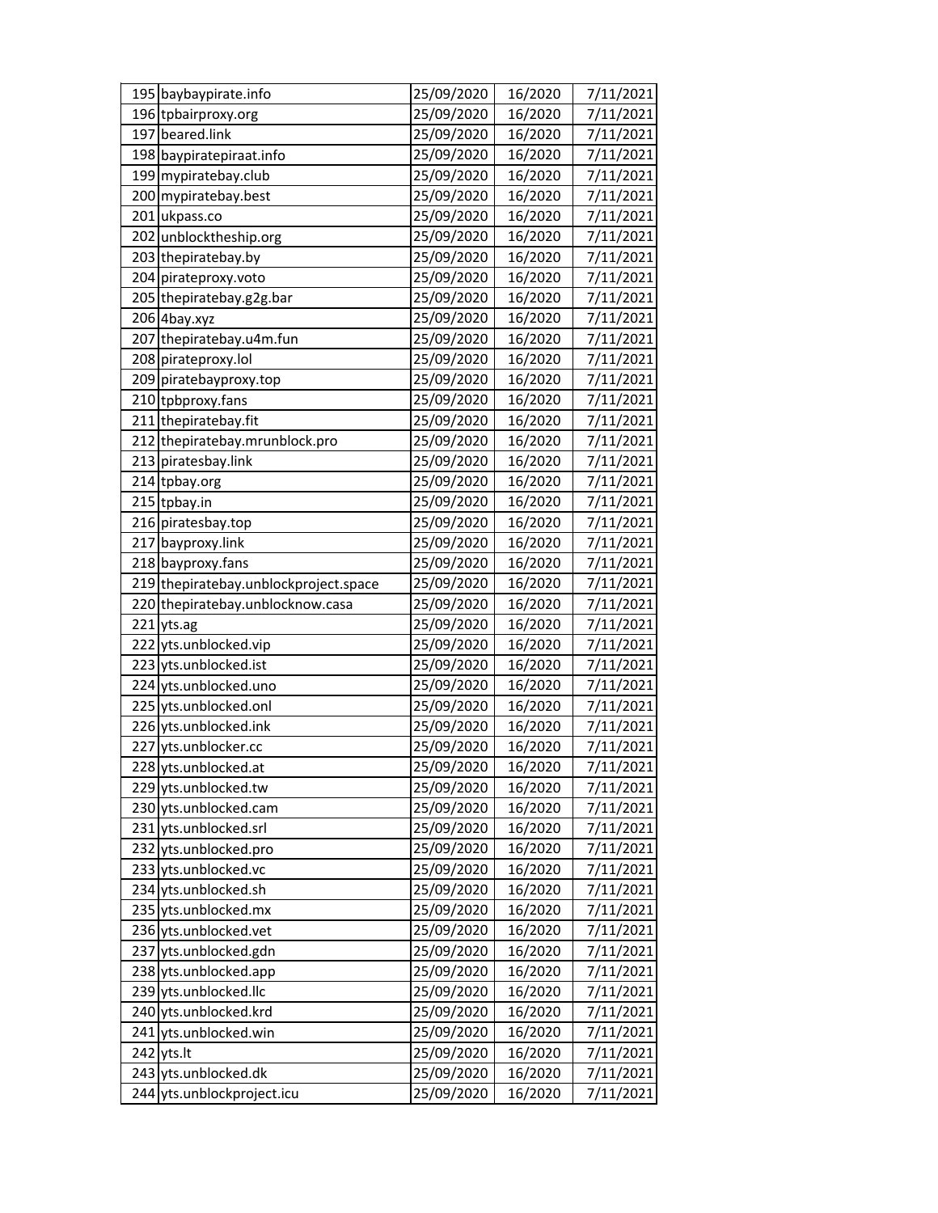| | | | | |
|---|---|---|---|---|
| 195 | baybaypirate.info | 25/09/2020 | 16/2020 | 7/11/2021 |
| 196 | tpbairproxy.org | 25/09/2020 | 16/2020 | 7/11/2021 |
| 197 | beared.link | 25/09/2020 | 16/2020 | 7/11/2021 |
| 198 | baypiratepiraat.info | 25/09/2020 | 16/2020 | 7/11/2021 |
| 199 | mypiratebay.club | 25/09/2020 | 16/2020 | 7/11/2021 |
| 200 | mypiratebay.best | 25/09/2020 | 16/2020 | 7/11/2021 |
| 201 | ukpass.co | 25/09/2020 | 16/2020 | 7/11/2021 |
| 202 | unblocktheship.org | 25/09/2020 | 16/2020 | 7/11/2021 |
| 203 | thepiratebay.by | 25/09/2020 | 16/2020 | 7/11/2021 |
| 204 | pirateproxy.voto | 25/09/2020 | 16/2020 | 7/11/2021 |
| 205 | thepiratebay.g2g.bar | 25/09/2020 | 16/2020 | 7/11/2021 |
| 206 | 4bay.xyz | 25/09/2020 | 16/2020 | 7/11/2021 |
| 207 | thepiratebay.u4m.fun | 25/09/2020 | 16/2020 | 7/11/2021 |
| 208 | pirateproxy.lol | 25/09/2020 | 16/2020 | 7/11/2021 |
| 209 | piratebayproxy.top | 25/09/2020 | 16/2020 | 7/11/2021 |
| 210 | tpbproxy.fans | 25/09/2020 | 16/2020 | 7/11/2021 |
| 211 | thepiratebay.fit | 25/09/2020 | 16/2020 | 7/11/2021 |
| 212 | thepiratebay.mrunblock.pro | 25/09/2020 | 16/2020 | 7/11/2021 |
| 213 | piratesbay.link | 25/09/2020 | 16/2020 | 7/11/2021 |
| 214 | tpbay.org | 25/09/2020 | 16/2020 | 7/11/2021 |
| 215 | tpbay.in | 25/09/2020 | 16/2020 | 7/11/2021 |
| 216 | piratesbay.top | 25/09/2020 | 16/2020 | 7/11/2021 |
| 217 | bayproxy.link | 25/09/2020 | 16/2020 | 7/11/2021 |
| 218 | bayproxy.fans | 25/09/2020 | 16/2020 | 7/11/2021 |
| 219 | thepiratebay.unblockproject.space | 25/09/2020 | 16/2020 | 7/11/2021 |
| 220 | thepiratebay.unblocknow.casa | 25/09/2020 | 16/2020 | 7/11/2021 |
| 221 | yts.ag | 25/09/2020 | 16/2020 | 7/11/2021 |
| 222 | yts.unblocked.vip | 25/09/2020 | 16/2020 | 7/11/2021 |
| 223 | yts.unblocked.ist | 25/09/2020 | 16/2020 | 7/11/2021 |
| 224 | yts.unblocked.uno | 25/09/2020 | 16/2020 | 7/11/2021 |
| 225 | yts.unblocked.onl | 25/09/2020 | 16/2020 | 7/11/2021 |
| 226 | yts.unblocked.ink | 25/09/2020 | 16/2020 | 7/11/2021 |
| 227 | yts.unblocker.cc | 25/09/2020 | 16/2020 | 7/11/2021 |
| 228 | yts.unblocked.at | 25/09/2020 | 16/2020 | 7/11/2021 |
| 229 | yts.unblocked.tw | 25/09/2020 | 16/2020 | 7/11/2021 |
| 230 | yts.unblocked.cam | 25/09/2020 | 16/2020 | 7/11/2021 |
| 231 | yts.unblocked.srl | 25/09/2020 | 16/2020 | 7/11/2021 |
| 232 | yts.unblocked.pro | 25/09/2020 | 16/2020 | 7/11/2021 |
| 233 | yts.unblocked.vc | 25/09/2020 | 16/2020 | 7/11/2021 |
| 234 | yts.unblocked.sh | 25/09/2020 | 16/2020 | 7/11/2021 |
| 235 | yts.unblocked.mx | 25/09/2020 | 16/2020 | 7/11/2021 |
| 236 | yts.unblocked.vet | 25/09/2020 | 16/2020 | 7/11/2021 |
| 237 | yts.unblocked.gdn | 25/09/2020 | 16/2020 | 7/11/2021 |
| 238 | yts.unblocked.app | 25/09/2020 | 16/2020 | 7/11/2021 |
| 239 | yts.unblocked.llc | 25/09/2020 | 16/2020 | 7/11/2021 |
| 240 | yts.unblocked.krd | 25/09/2020 | 16/2020 | 7/11/2021 |
| 241 | yts.unblocked.win | 25/09/2020 | 16/2020 | 7/11/2021 |
| 242 | yts.lt | 25/09/2020 | 16/2020 | 7/11/2021 |
| 243 | yts.unblocked.dk | 25/09/2020 | 16/2020 | 7/11/2021 |
| 244 | yts.unblockproject.icu | 25/09/2020 | 16/2020 | 7/11/2021 |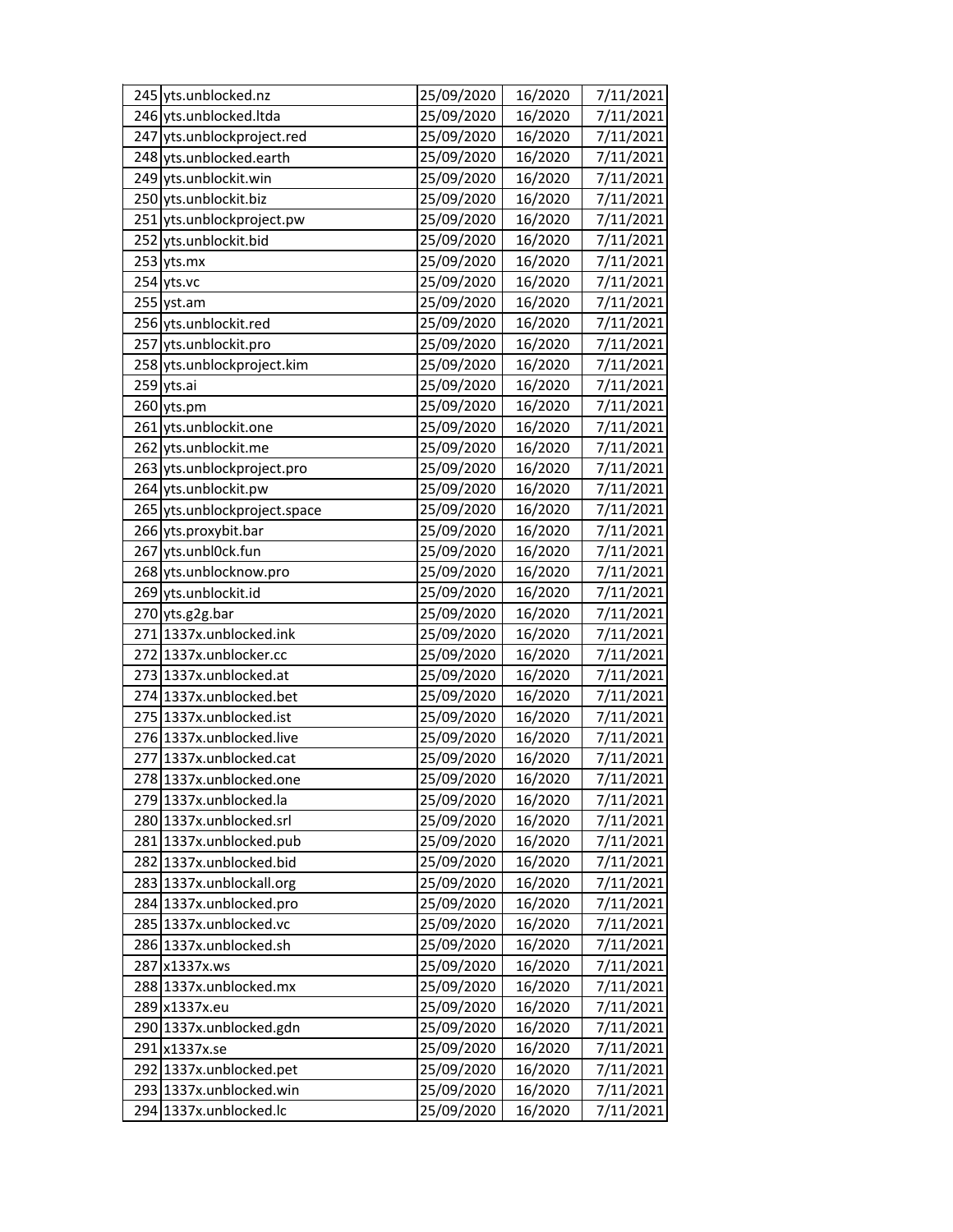| | | | | |
|---|---|---|---|---|
| 245 | yts.unblocked.nz | 25/09/2020 | 16/2020 | 7/11/2021 |
| 246 | yts.unblocked.ltda | 25/09/2020 | 16/2020 | 7/11/2021 |
| 247 | yts.unblockproject.red | 25/09/2020 | 16/2020 | 7/11/2021 |
| 248 | yts.unblocked.earth | 25/09/2020 | 16/2020 | 7/11/2021 |
| 249 | yts.unblockit.win | 25/09/2020 | 16/2020 | 7/11/2021 |
| 250 | yts.unblockit.biz | 25/09/2020 | 16/2020 | 7/11/2021 |
| 251 | yts.unblockproject.pw | 25/09/2020 | 16/2020 | 7/11/2021 |
| 252 | yts.unblockit.bid | 25/09/2020 | 16/2020 | 7/11/2021 |
| 253 | yts.mx | 25/09/2020 | 16/2020 | 7/11/2021 |
| 254 | yts.vc | 25/09/2020 | 16/2020 | 7/11/2021 |
| 255 | yst.am | 25/09/2020 | 16/2020 | 7/11/2021 |
| 256 | yts.unblockit.red | 25/09/2020 | 16/2020 | 7/11/2021 |
| 257 | yts.unblockit.pro | 25/09/2020 | 16/2020 | 7/11/2021 |
| 258 | yts.unblockproject.kim | 25/09/2020 | 16/2020 | 7/11/2021 |
| 259 | yts.ai | 25/09/2020 | 16/2020 | 7/11/2021 |
| 260 | yts.pm | 25/09/2020 | 16/2020 | 7/11/2021 |
| 261 | yts.unblockit.one | 25/09/2020 | 16/2020 | 7/11/2021 |
| 262 | yts.unblockit.me | 25/09/2020 | 16/2020 | 7/11/2021 |
| 263 | yts.unblockproject.pro | 25/09/2020 | 16/2020 | 7/11/2021 |
| 264 | yts.unblockit.pw | 25/09/2020 | 16/2020 | 7/11/2021 |
| 265 | yts.unblockproject.space | 25/09/2020 | 16/2020 | 7/11/2021 |
| 266 | yts.proxybit.bar | 25/09/2020 | 16/2020 | 7/11/2021 |
| 267 | yts.unbl0ck.fun | 25/09/2020 | 16/2020 | 7/11/2021 |
| 268 | yts.unblocknow.pro | 25/09/2020 | 16/2020 | 7/11/2021 |
| 269 | yts.unblockit.id | 25/09/2020 | 16/2020 | 7/11/2021 |
| 270 | yts.g2g.bar | 25/09/2020 | 16/2020 | 7/11/2021 |
| 271 | 1337x.unblocked.ink | 25/09/2020 | 16/2020 | 7/11/2021 |
| 272 | 1337x.unblocker.cc | 25/09/2020 | 16/2020 | 7/11/2021 |
| 273 | 1337x.unblocked.at | 25/09/2020 | 16/2020 | 7/11/2021 |
| 274 | 1337x.unblocked.bet | 25/09/2020 | 16/2020 | 7/11/2021 |
| 275 | 1337x.unblocked.ist | 25/09/2020 | 16/2020 | 7/11/2021 |
| 276 | 1337x.unblocked.live | 25/09/2020 | 16/2020 | 7/11/2021 |
| 277 | 1337x.unblocked.cat | 25/09/2020 | 16/2020 | 7/11/2021 |
| 278 | 1337x.unblocked.one | 25/09/2020 | 16/2020 | 7/11/2021 |
| 279 | 1337x.unblocked.la | 25/09/2020 | 16/2020 | 7/11/2021 |
| 280 | 1337x.unblocked.srl | 25/09/2020 | 16/2020 | 7/11/2021 |
| 281 | 1337x.unblocked.pub | 25/09/2020 | 16/2020 | 7/11/2021 |
| 282 | 1337x.unblocked.bid | 25/09/2020 | 16/2020 | 7/11/2021 |
| 283 | 1337x.unblockall.org | 25/09/2020 | 16/2020 | 7/11/2021 |
| 284 | 1337x.unblocked.pro | 25/09/2020 | 16/2020 | 7/11/2021 |
| 285 | 1337x.unblocked.vc | 25/09/2020 | 16/2020 | 7/11/2021 |
| 286 | 1337x.unblocked.sh | 25/09/2020 | 16/2020 | 7/11/2021 |
| 287 | x1337x.ws | 25/09/2020 | 16/2020 | 7/11/2021 |
| 288 | 1337x.unblocked.mx | 25/09/2020 | 16/2020 | 7/11/2021 |
| 289 | x1337x.eu | 25/09/2020 | 16/2020 | 7/11/2021 |
| 290 | 1337x.unblocked.gdn | 25/09/2020 | 16/2020 | 7/11/2021 |
| 291 | x1337x.se | 25/09/2020 | 16/2020 | 7/11/2021 |
| 292 | 1337x.unblocked.pet | 25/09/2020 | 16/2020 | 7/11/2021 |
| 293 | 1337x.unblocked.win | 25/09/2020 | 16/2020 | 7/11/2021 |
| 294 | 1337x.unblocked.lc | 25/09/2020 | 16/2020 | 7/11/2021 |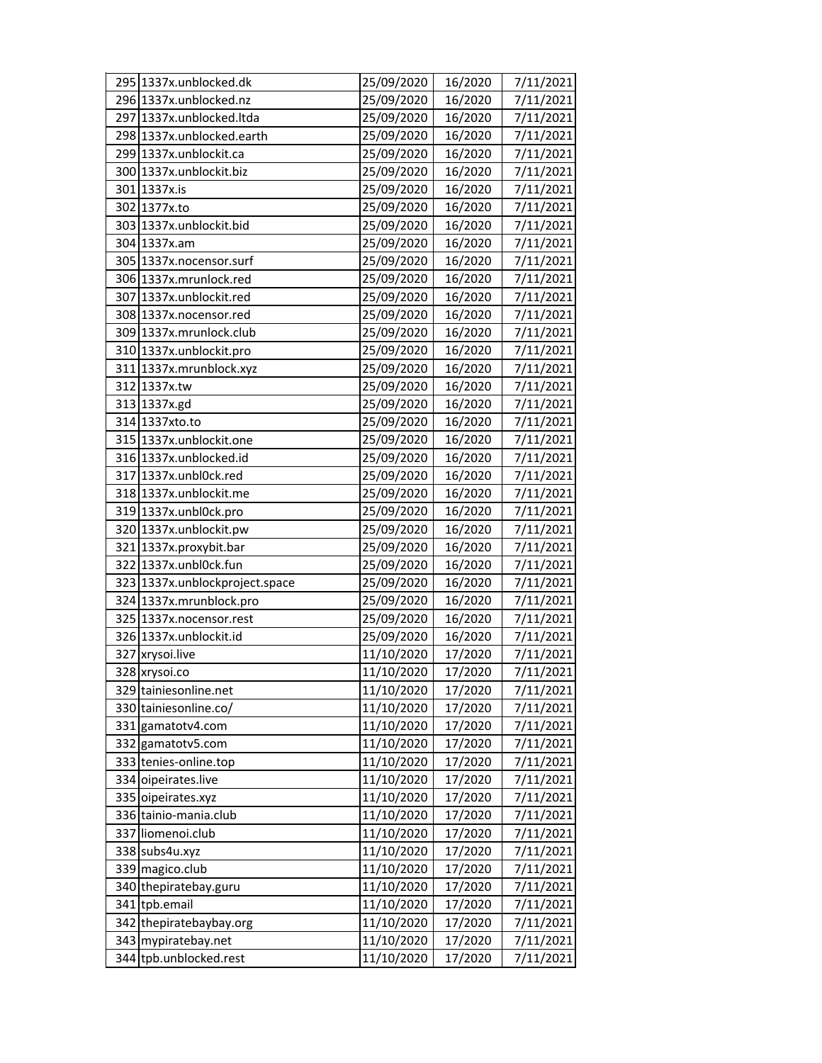| | | | | |
|---|---|---|---|---|
| 295 | 1337x.unblocked.dk | 25/09/2020 | 16/2020 | 7/11/2021 |
| 296 | 1337x.unblocked.nz | 25/09/2020 | 16/2020 | 7/11/2021 |
| 297 | 1337x.unblocked.ltda | 25/09/2020 | 16/2020 | 7/11/2021 |
| 298 | 1337x.unblocked.earth | 25/09/2020 | 16/2020 | 7/11/2021 |
| 299 | 1337x.unblockit.ca | 25/09/2020 | 16/2020 | 7/11/2021 |
| 300 | 1337x.unblockit.biz | 25/09/2020 | 16/2020 | 7/11/2021 |
| 301 | 1337x.is | 25/09/2020 | 16/2020 | 7/11/2021 |
| 302 | 1377x.to | 25/09/2020 | 16/2020 | 7/11/2021 |
| 303 | 1337x.unblockit.bid | 25/09/2020 | 16/2020 | 7/11/2021 |
| 304 | 1337x.am | 25/09/2020 | 16/2020 | 7/11/2021 |
| 305 | 1337x.nocensor.surf | 25/09/2020 | 16/2020 | 7/11/2021 |
| 306 | 1337x.mrunlock.red | 25/09/2020 | 16/2020 | 7/11/2021 |
| 307 | 1337x.unblockit.red | 25/09/2020 | 16/2020 | 7/11/2021 |
| 308 | 1337x.nocensor.red | 25/09/2020 | 16/2020 | 7/11/2021 |
| 309 | 1337x.mrunlock.club | 25/09/2020 | 16/2020 | 7/11/2021 |
| 310 | 1337x.unblockit.pro | 25/09/2020 | 16/2020 | 7/11/2021 |
| 311 | 1337x.mrunblock.xyz | 25/09/2020 | 16/2020 | 7/11/2021 |
| 312 | 1337x.tw | 25/09/2020 | 16/2020 | 7/11/2021 |
| 313 | 1337x.gd | 25/09/2020 | 16/2020 | 7/11/2021 |
| 314 | 1337xto.to | 25/09/2020 | 16/2020 | 7/11/2021 |
| 315 | 1337x.unblockit.one | 25/09/2020 | 16/2020 | 7/11/2021 |
| 316 | 1337x.unblocked.id | 25/09/2020 | 16/2020 | 7/11/2021 |
| 317 | 1337x.unbl0ck.red | 25/09/2020 | 16/2020 | 7/11/2021 |
| 318 | 1337x.unblockit.me | 25/09/2020 | 16/2020 | 7/11/2021 |
| 319 | 1337x.unbl0ck.pro | 25/09/2020 | 16/2020 | 7/11/2021 |
| 320 | 1337x.unblockit.pw | 25/09/2020 | 16/2020 | 7/11/2021 |
| 321 | 1337x.proxybit.bar | 25/09/2020 | 16/2020 | 7/11/2021 |
| 322 | 1337x.unbl0ck.fun | 25/09/2020 | 16/2020 | 7/11/2021 |
| 323 | 1337x.unblockproject.space | 25/09/2020 | 16/2020 | 7/11/2021 |
| 324 | 1337x.mrunblock.pro | 25/09/2020 | 16/2020 | 7/11/2021 |
| 325 | 1337x.nocensor.rest | 25/09/2020 | 16/2020 | 7/11/2021 |
| 326 | 1337x.unblockit.id | 25/09/2020 | 16/2020 | 7/11/2021 |
| 327 | xrysoi.live | 11/10/2020 | 17/2020 | 7/11/2021 |
| 328 | xrysoi.co | 11/10/2020 | 17/2020 | 7/11/2021 |
| 329 | tainiesonline.net | 11/10/2020 | 17/2020 | 7/11/2021 |
| 330 | tainiesonline.co/ | 11/10/2020 | 17/2020 | 7/11/2021 |
| 331 | gamatotv4.com | 11/10/2020 | 17/2020 | 7/11/2021 |
| 332 | gamatotv5.com | 11/10/2020 | 17/2020 | 7/11/2021 |
| 333 | tenies-online.top | 11/10/2020 | 17/2020 | 7/11/2021 |
| 334 | oipeirates.live | 11/10/2020 | 17/2020 | 7/11/2021 |
| 335 | oipeirates.xyz | 11/10/2020 | 17/2020 | 7/11/2021 |
| 336 | tainio-mania.club | 11/10/2020 | 17/2020 | 7/11/2021 |
| 337 | liomenoi.club | 11/10/2020 | 17/2020 | 7/11/2021 |
| 338 | subs4u.xyz | 11/10/2020 | 17/2020 | 7/11/2021 |
| 339 | magico.club | 11/10/2020 | 17/2020 | 7/11/2021 |
| 340 | thepiratebay.guru | 11/10/2020 | 17/2020 | 7/11/2021 |
| 341 | tpb.email | 11/10/2020 | 17/2020 | 7/11/2021 |
| 342 | thepiratebaybay.org | 11/10/2020 | 17/2020 | 7/11/2021 |
| 343 | mypiratebay.net | 11/10/2020 | 17/2020 | 7/11/2021 |
| 344 | tpb.unblocked.rest | 11/10/2020 | 17/2020 | 7/11/2021 |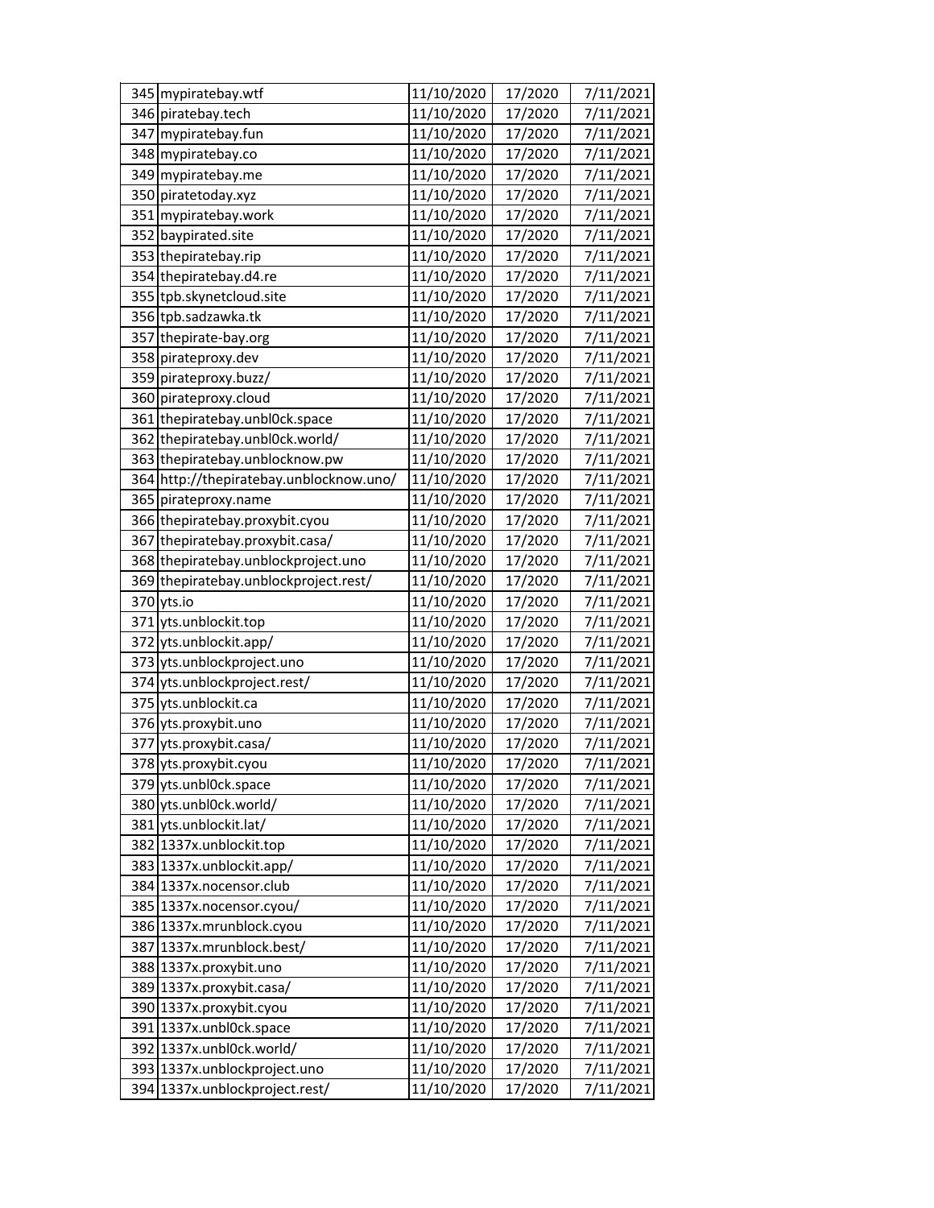| | | | | |
|---|---|---|---|---|
| 345 | mypiratebay.wtf | 11/10/2020 | 17/2020 | 7/11/2021 |
| 346 | piratebay.tech | 11/10/2020 | 17/2020 | 7/11/2021 |
| 347 | mypiratebay.fun | 11/10/2020 | 17/2020 | 7/11/2021 |
| 348 | mypiratebay.co | 11/10/2020 | 17/2020 | 7/11/2021 |
| 349 | mypiratebay.me | 11/10/2020 | 17/2020 | 7/11/2021 |
| 350 | piratetoday.xyz | 11/10/2020 | 17/2020 | 7/11/2021 |
| 351 | mypiratebay.work | 11/10/2020 | 17/2020 | 7/11/2021 |
| 352 | baypirated.site | 11/10/2020 | 17/2020 | 7/11/2021 |
| 353 | thepiratebay.rip | 11/10/2020 | 17/2020 | 7/11/2021 |
| 354 | thepiratebay.d4.re | 11/10/2020 | 17/2020 | 7/11/2021 |
| 355 | tpb.skynetcloud.site | 11/10/2020 | 17/2020 | 7/11/2021 |
| 356 | tpb.sadzawka.tk | 11/10/2020 | 17/2020 | 7/11/2021 |
| 357 | thepirate-bay.org | 11/10/2020 | 17/2020 | 7/11/2021 |
| 358 | pirateproxy.dev | 11/10/2020 | 17/2020 | 7/11/2021 |
| 359 | pirateproxy.buzz/ | 11/10/2020 | 17/2020 | 7/11/2021 |
| 360 | pirateproxy.cloud | 11/10/2020 | 17/2020 | 7/11/2021 |
| 361 | thepiratebay.unbl0ck.space | 11/10/2020 | 17/2020 | 7/11/2021 |
| 362 | thepiratebay.unbl0ck.world/ | 11/10/2020 | 17/2020 | 7/11/2021 |
| 363 | thepiratebay.unblocknow.pw | 11/10/2020 | 17/2020 | 7/11/2021 |
| 364 | http://thepiratebay.unblocknow.uno/ | 11/10/2020 | 17/2020 | 7/11/2021 |
| 365 | pirateproxy.name | 11/10/2020 | 17/2020 | 7/11/2021 |
| 366 | thepiratebay.proxybit.cyou | 11/10/2020 | 17/2020 | 7/11/2021 |
| 367 | thepiratebay.proxybit.casa/ | 11/10/2020 | 17/2020 | 7/11/2021 |
| 368 | thepiratebay.unblockproject.uno | 11/10/2020 | 17/2020 | 7/11/2021 |
| 369 | thepiratebay.unblockproject.rest/ | 11/10/2020 | 17/2020 | 7/11/2021 |
| 370 | yts.io | 11/10/2020 | 17/2020 | 7/11/2021 |
| 371 | yts.unblockit.top | 11/10/2020 | 17/2020 | 7/11/2021 |
| 372 | yts.unblockit.app/ | 11/10/2020 | 17/2020 | 7/11/2021 |
| 373 | yts.unblockproject.uno | 11/10/2020 | 17/2020 | 7/11/2021 |
| 374 | yts.unblockproject.rest/ | 11/10/2020 | 17/2020 | 7/11/2021 |
| 375 | yts.unblockit.ca | 11/10/2020 | 17/2020 | 7/11/2021 |
| 376 | yts.proxybit.uno | 11/10/2020 | 17/2020 | 7/11/2021 |
| 377 | yts.proxybit.casa/ | 11/10/2020 | 17/2020 | 7/11/2021 |
| 378 | yts.proxybit.cyou | 11/10/2020 | 17/2020 | 7/11/2021 |
| 379 | yts.unbl0ck.space | 11/10/2020 | 17/2020 | 7/11/2021 |
| 380 | yts.unbl0ck.world/ | 11/10/2020 | 17/2020 | 7/11/2021 |
| 381 | yts.unblockit.lat/ | 11/10/2020 | 17/2020 | 7/11/2021 |
| 382 | 1337x.unblockit.top | 11/10/2020 | 17/2020 | 7/11/2021 |
| 383 | 1337x.unblockit.app/ | 11/10/2020 | 17/2020 | 7/11/2021 |
| 384 | 1337x.nocensor.club | 11/10/2020 | 17/2020 | 7/11/2021 |
| 385 | 1337x.nocensor.cyou/ | 11/10/2020 | 17/2020 | 7/11/2021 |
| 386 | 1337x.mrunblock.cyou | 11/10/2020 | 17/2020 | 7/11/2021 |
| 387 | 1337x.mrunblock.best/ | 11/10/2020 | 17/2020 | 7/11/2021 |
| 388 | 1337x.proxybit.uno | 11/10/2020 | 17/2020 | 7/11/2021 |
| 389 | 1337x.proxybit.casa/ | 11/10/2020 | 17/2020 | 7/11/2021 |
| 390 | 1337x.proxybit.cyou | 11/10/2020 | 17/2020 | 7/11/2021 |
| 391 | 1337x.unbl0ck.space | 11/10/2020 | 17/2020 | 7/11/2021 |
| 392 | 1337x.unbl0ck.world/ | 11/10/2020 | 17/2020 | 7/11/2021 |
| 393 | 1337x.unblockproject.uno | 11/10/2020 | 17/2020 | 7/11/2021 |
| 394 | 1337x.unblockproject.rest/ | 11/10/2020 | 17/2020 | 7/11/2021 |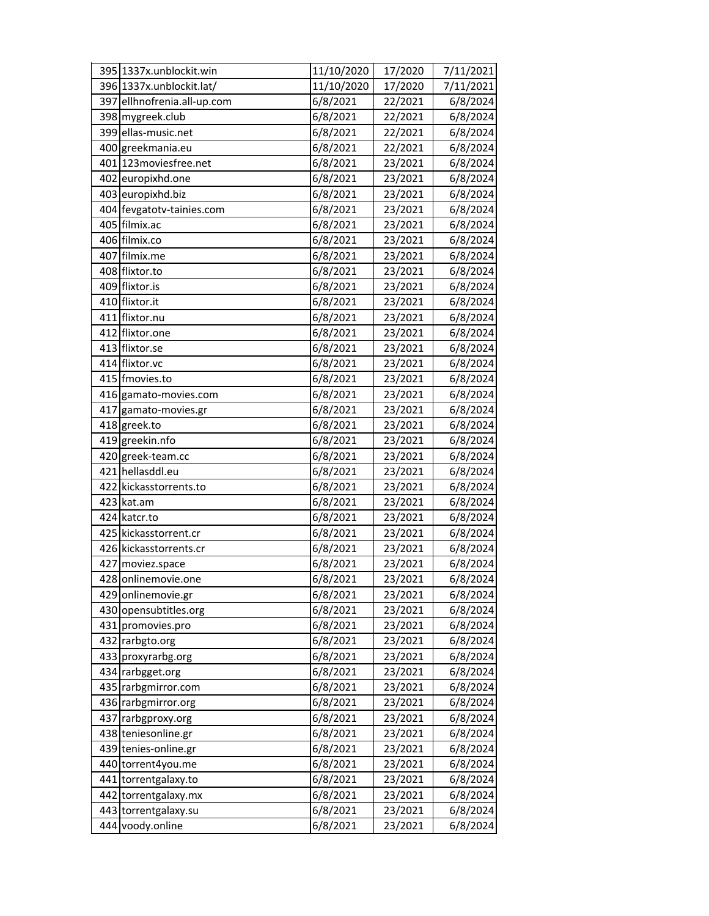| | | | | |
|---|---|---|---|---|
| 395 | 1337x.unblockit.win | 11/10/2020 | 17/2020 | 7/11/2021 |
| 396 | 1337x.unblockit.lat/ | 11/10/2020 | 17/2020 | 7/11/2021 |
| 397 | ellhnofrenia.all-up.com | 6/8/2021 | 22/2021 | 6/8/2024 |
| 398 | mygreek.club | 6/8/2021 | 22/2021 | 6/8/2024 |
| 399 | ellas-music.net | 6/8/2021 | 22/2021 | 6/8/2024 |
| 400 | greekmania.eu | 6/8/2021 | 22/2021 | 6/8/2024 |
| 401 | 123moviesfree.net | 6/8/2021 | 23/2021 | 6/8/2024 |
| 402 | europixhd.one | 6/8/2021 | 23/2021 | 6/8/2024 |
| 403 | europixhd.biz | 6/8/2021 | 23/2021 | 6/8/2024 |
| 404 | fevgatotv-tainies.com | 6/8/2021 | 23/2021 | 6/8/2024 |
| 405 | filmix.ac | 6/8/2021 | 23/2021 | 6/8/2024 |
| 406 | filmix.co | 6/8/2021 | 23/2021 | 6/8/2024 |
| 407 | filmix.me | 6/8/2021 | 23/2021 | 6/8/2024 |
| 408 | flixtor.to | 6/8/2021 | 23/2021 | 6/8/2024 |
| 409 | flixtor.is | 6/8/2021 | 23/2021 | 6/8/2024 |
| 410 | flixtor.it | 6/8/2021 | 23/2021 | 6/8/2024 |
| 411 | flixtor.nu | 6/8/2021 | 23/2021 | 6/8/2024 |
| 412 | flixtor.one | 6/8/2021 | 23/2021 | 6/8/2024 |
| 413 | flixtor.se | 6/8/2021 | 23/2021 | 6/8/2024 |
| 414 | flixtor.vc | 6/8/2021 | 23/2021 | 6/8/2024 |
| 415 | fmovies.to | 6/8/2021 | 23/2021 | 6/8/2024 |
| 416 | gamato-movies.com | 6/8/2021 | 23/2021 | 6/8/2024 |
| 417 | gamato-movies.gr | 6/8/2021 | 23/2021 | 6/8/2024 |
| 418 | greek.to | 6/8/2021 | 23/2021 | 6/8/2024 |
| 419 | greekin.nfo | 6/8/2021 | 23/2021 | 6/8/2024 |
| 420 | greek-team.cc | 6/8/2021 | 23/2021 | 6/8/2024 |
| 421 | hellasddl.eu | 6/8/2021 | 23/2021 | 6/8/2024 |
| 422 | kickasstorrents.to | 6/8/2021 | 23/2021 | 6/8/2024 |
| 423 | kat.am | 6/8/2021 | 23/2021 | 6/8/2024 |
| 424 | katcr.to | 6/8/2021 | 23/2021 | 6/8/2024 |
| 425 | kickasstorrent.cr | 6/8/2021 | 23/2021 | 6/8/2024 |
| 426 | kickasstorrents.cr | 6/8/2021 | 23/2021 | 6/8/2024 |
| 427 | moviez.space | 6/8/2021 | 23/2021 | 6/8/2024 |
| 428 | onlinemovie.one | 6/8/2021 | 23/2021 | 6/8/2024 |
| 429 | onlinemovie.gr | 6/8/2021 | 23/2021 | 6/8/2024 |
| 430 | opensubtitles.org | 6/8/2021 | 23/2021 | 6/8/2024 |
| 431 | promovies.pro | 6/8/2021 | 23/2021 | 6/8/2024 |
| 432 | rarbgto.org | 6/8/2021 | 23/2021 | 6/8/2024 |
| 433 | proxyrarbg.org | 6/8/2021 | 23/2021 | 6/8/2024 |
| 434 | rarbgget.org | 6/8/2021 | 23/2021 | 6/8/2024 |
| 435 | rarbgmirror.com | 6/8/2021 | 23/2021 | 6/8/2024 |
| 436 | rarbgmirror.org | 6/8/2021 | 23/2021 | 6/8/2024 |
| 437 | rarbgproxy.org | 6/8/2021 | 23/2021 | 6/8/2024 |
| 438 | teniesonline.gr | 6/8/2021 | 23/2021 | 6/8/2024 |
| 439 | tenies-online.gr | 6/8/2021 | 23/2021 | 6/8/2024 |
| 440 | torrent4you.me | 6/8/2021 | 23/2021 | 6/8/2024 |
| 441 | torrentgalaxy.to | 6/8/2021 | 23/2021 | 6/8/2024 |
| 442 | torrentgalaxy.mx | 6/8/2021 | 23/2021 | 6/8/2024 |
| 443 | torrentgalaxy.su | 6/8/2021 | 23/2021 | 6/8/2024 |
| 444 | voody.online | 6/8/2021 | 23/2021 | 6/8/2024 |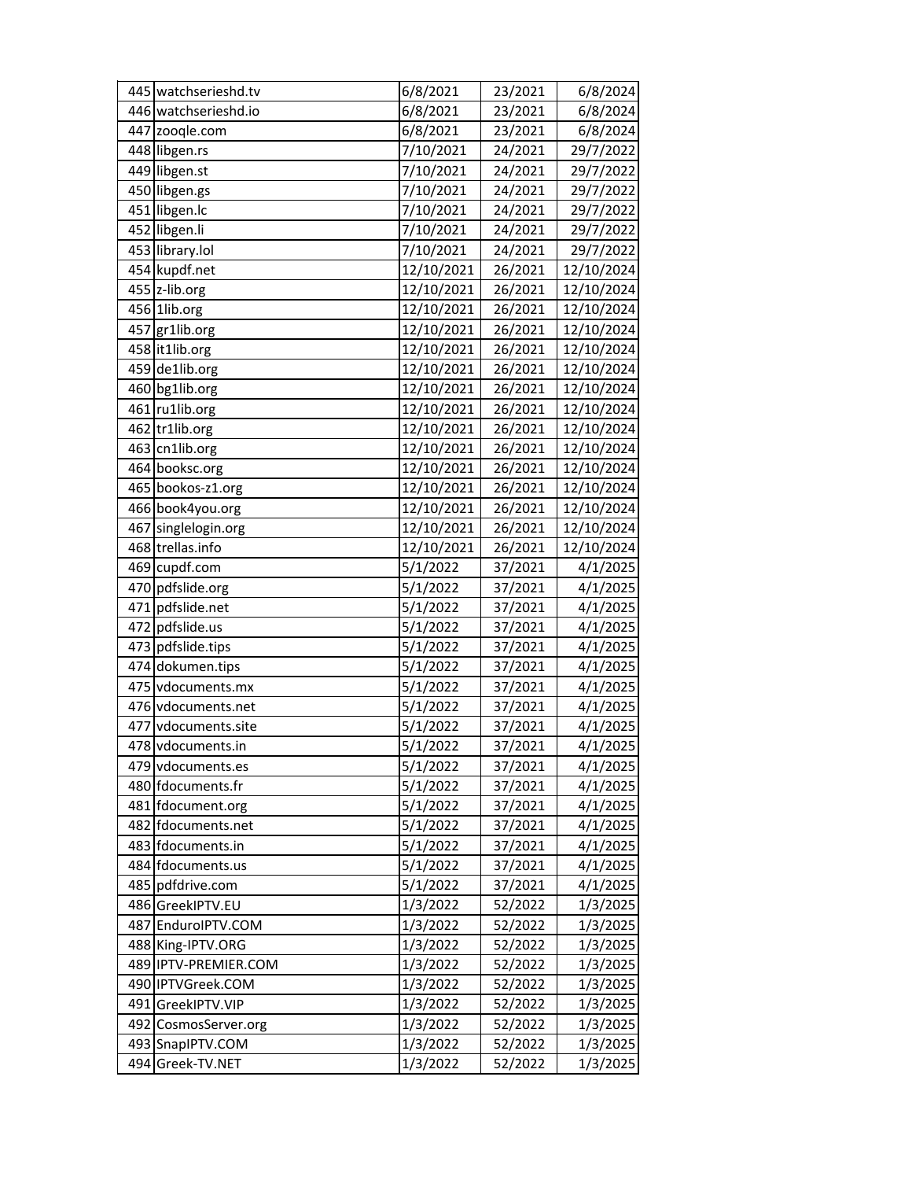| | | | | |
|---|---|---|---|---|
| 445 | watchserieshd.tv | 6/8/2021 | 23/2021 | 6/8/2024 |
| 446 | watchserieshd.io | 6/8/2021 | 23/2021 | 6/8/2024 |
| 447 | zooqle.com | 6/8/2021 | 23/2021 | 6/8/2024 |
| 448 | libgen.rs | 7/10/2021 | 24/2021 | 29/7/2022 |
| 449 | libgen.st | 7/10/2021 | 24/2021 | 29/7/2022 |
| 450 | libgen.gs | 7/10/2021 | 24/2021 | 29/7/2022 |
| 451 | libgen.lc | 7/10/2021 | 24/2021 | 29/7/2022 |
| 452 | libgen.li | 7/10/2021 | 24/2021 | 29/7/2022 |
| 453 | library.lol | 7/10/2021 | 24/2021 | 29/7/2022 |
| 454 | kupdf.net | 12/10/2021 | 26/2021 | 12/10/2024 |
| 455 | z-lib.org | 12/10/2021 | 26/2021 | 12/10/2024 |
| 456 | 1lib.org | 12/10/2021 | 26/2021 | 12/10/2024 |
| 457 | gr1lib.org | 12/10/2021 | 26/2021 | 12/10/2024 |
| 458 | it1lib.org | 12/10/2021 | 26/2021 | 12/10/2024 |
| 459 | de1lib.org | 12/10/2021 | 26/2021 | 12/10/2024 |
| 460 | bg1lib.org | 12/10/2021 | 26/2021 | 12/10/2024 |
| 461 | ru1lib.org | 12/10/2021 | 26/2021 | 12/10/2024 |
| 462 | tr1lib.org | 12/10/2021 | 26/2021 | 12/10/2024 |
| 463 | cn1lib.org | 12/10/2021 | 26/2021 | 12/10/2024 |
| 464 | booksc.org | 12/10/2021 | 26/2021 | 12/10/2024 |
| 465 | bookos-z1.org | 12/10/2021 | 26/2021 | 12/10/2024 |
| 466 | book4you.org | 12/10/2021 | 26/2021 | 12/10/2024 |
| 467 | singlelogin.org | 12/10/2021 | 26/2021 | 12/10/2024 |
| 468 | trellas.info | 12/10/2021 | 26/2021 | 12/10/2024 |
| 469 | cupdf.com | 5/1/2022 | 37/2021 | 4/1/2025 |
| 470 | pdfslide.org | 5/1/2022 | 37/2021 | 4/1/2025 |
| 471 | pdfslide.net | 5/1/2022 | 37/2021 | 4/1/2025 |
| 472 | pdfslide.us | 5/1/2022 | 37/2021 | 4/1/2025 |
| 473 | pdfslide.tips | 5/1/2022 | 37/2021 | 4/1/2025 |
| 474 | dokumen.tips | 5/1/2022 | 37/2021 | 4/1/2025 |
| 475 | vdocuments.mx | 5/1/2022 | 37/2021 | 4/1/2025 |
| 476 | vdocuments.net | 5/1/2022 | 37/2021 | 4/1/2025 |
| 477 | vdocuments.site | 5/1/2022 | 37/2021 | 4/1/2025 |
| 478 | vdocuments.in | 5/1/2022 | 37/2021 | 4/1/2025 |
| 479 | vdocuments.es | 5/1/2022 | 37/2021 | 4/1/2025 |
| 480 | fdocuments.fr | 5/1/2022 | 37/2021 | 4/1/2025 |
| 481 | fdocument.org | 5/1/2022 | 37/2021 | 4/1/2025 |
| 482 | fdocuments.net | 5/1/2022 | 37/2021 | 4/1/2025 |
| 483 | fdocuments.in | 5/1/2022 | 37/2021 | 4/1/2025 |
| 484 | fdocuments.us | 5/1/2022 | 37/2021 | 4/1/2025 |
| 485 | pdfdrive.com | 5/1/2022 | 37/2021 | 4/1/2025 |
| 486 | GreekIPTV.EU | 1/3/2022 | 52/2022 | 1/3/2025 |
| 487 | EnduroIPTV.COM | 1/3/2022 | 52/2022 | 1/3/2025 |
| 488 | King-IPTV.ORG | 1/3/2022 | 52/2022 | 1/3/2025 |
| 489 | IPTV-PREMIER.COM | 1/3/2022 | 52/2022 | 1/3/2025 |
| 490 | IPTVGreek.COM | 1/3/2022 | 52/2022 | 1/3/2025 |
| 491 | GreekIPTV.VIP | 1/3/2022 | 52/2022 | 1/3/2025 |
| 492 | CosmosServer.org | 1/3/2022 | 52/2022 | 1/3/2025 |
| 493 | SnapIPTV.COM | 1/3/2022 | 52/2022 | 1/3/2025 |
| 494 | Greek-TV.NET | 1/3/2022 | 52/2022 | 1/3/2025 |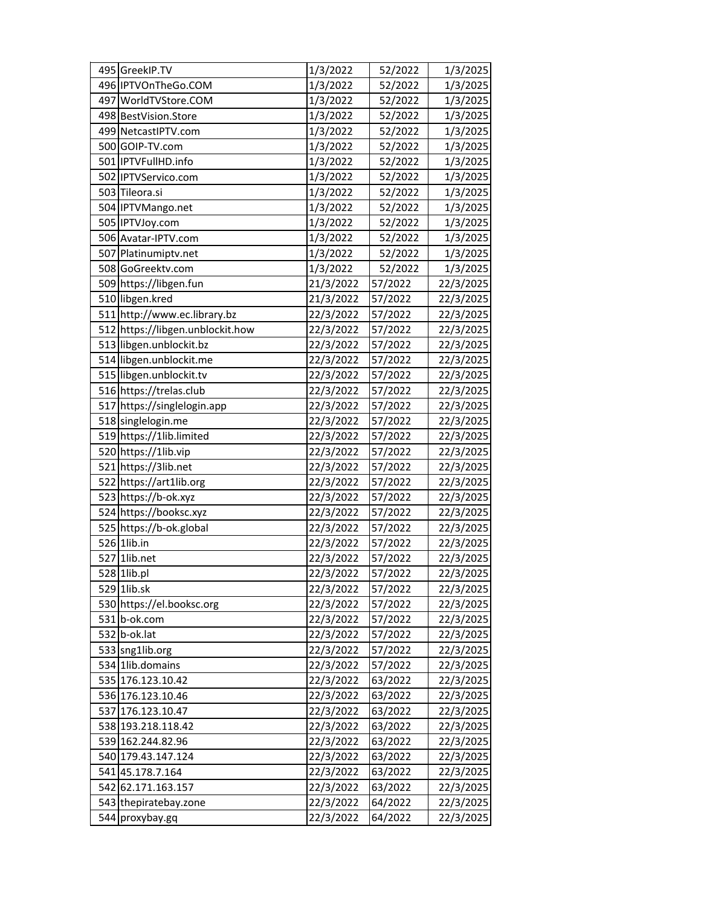| | | | | |
|---|---|---|---|---|
| 495 | GreekIP.TV | 1/3/2022 | 52/2022 | 1/3/2025 |
| 496 | IPTVOnTheGo.COM | 1/3/2022 | 52/2022 | 1/3/2025 |
| 497 | WorldTVStore.COM | 1/3/2022 | 52/2022 | 1/3/2025 |
| 498 | BestVision.Store | 1/3/2022 | 52/2022 | 1/3/2025 |
| 499 | NetcastIPTV.com | 1/3/2022 | 52/2022 | 1/3/2025 |
| 500 | GOIP-TV.com | 1/3/2022 | 52/2022 | 1/3/2025 |
| 501 | IPTVFullHD.info | 1/3/2022 | 52/2022 | 1/3/2025 |
| 502 | IPTVServico.com | 1/3/2022 | 52/2022 | 1/3/2025 |
| 503 | Tileora.si | 1/3/2022 | 52/2022 | 1/3/2025 |
| 504 | IPTVMango.net | 1/3/2022 | 52/2022 | 1/3/2025 |
| 505 | IPTVJoy.com | 1/3/2022 | 52/2022 | 1/3/2025 |
| 506 | Avatar-IPTV.com | 1/3/2022 | 52/2022 | 1/3/2025 |
| 507 | Platinumiptv.net | 1/3/2022 | 52/2022 | 1/3/2025 |
| 508 | GoGreektv.com | 1/3/2022 | 52/2022 | 1/3/2025 |
| 509 | https://libgen.fun | 21/3/2022 | 57/2022 | 22/3/2025 |
| 510 | libgen.kred | 21/3/2022 | 57/2022 | 22/3/2025 |
| 511 | http://www.ec.library.bz | 22/3/2022 | 57/2022 | 22/3/2025 |
| 512 | https://libgen.unblockit.how | 22/3/2022 | 57/2022 | 22/3/2025 |
| 513 | libgen.unblockit.bz | 22/3/2022 | 57/2022 | 22/3/2025 |
| 514 | libgen.unblockit.me | 22/3/2022 | 57/2022 | 22/3/2025 |
| 515 | libgen.unblockit.tv | 22/3/2022 | 57/2022 | 22/3/2025 |
| 516 | https://trelas.club | 22/3/2022 | 57/2022 | 22/3/2025 |
| 517 | https://singlelogin.app | 22/3/2022 | 57/2022 | 22/3/2025 |
| 518 | singlelogin.me | 22/3/2022 | 57/2022 | 22/3/2025 |
| 519 | https://1lib.limited | 22/3/2022 | 57/2022 | 22/3/2025 |
| 520 | https://1lib.vip | 22/3/2022 | 57/2022 | 22/3/2025 |
| 521 | https://3lib.net | 22/3/2022 | 57/2022 | 22/3/2025 |
| 522 | https://art1lib.org | 22/3/2022 | 57/2022 | 22/3/2025 |
| 523 | https://b-ok.xyz | 22/3/2022 | 57/2022 | 22/3/2025 |
| 524 | https://booksc.xyz | 22/3/2022 | 57/2022 | 22/3/2025 |
| 525 | https://b-ok.global | 22/3/2022 | 57/2022 | 22/3/2025 |
| 526 | 1lib.in | 22/3/2022 | 57/2022 | 22/3/2025 |
| 527 | 1lib.net | 22/3/2022 | 57/2022 | 22/3/2025 |
| 528 | 1lib.pl | 22/3/2022 | 57/2022 | 22/3/2025 |
| 529 | 1lib.sk | 22/3/2022 | 57/2022 | 22/3/2025 |
| 530 | https://el.booksc.org | 22/3/2022 | 57/2022 | 22/3/2025 |
| 531 | b-ok.com | 22/3/2022 | 57/2022 | 22/3/2025 |
| 532 | b-ok.lat | 22/3/2022 | 57/2022 | 22/3/2025 |
| 533 | sng1lib.org | 22/3/2022 | 57/2022 | 22/3/2025 |
| 534 | 1lib.domains | 22/3/2022 | 57/2022 | 22/3/2025 |
| 535 | 176.123.10.42 | 22/3/2022 | 63/2022 | 22/3/2025 |
| 536 | 176.123.10.46 | 22/3/2022 | 63/2022 | 22/3/2025 |
| 537 | 176.123.10.47 | 22/3/2022 | 63/2022 | 22/3/2025 |
| 538 | 193.218.118.42 | 22/3/2022 | 63/2022 | 22/3/2025 |
| 539 | 162.244.82.96 | 22/3/2022 | 63/2022 | 22/3/2025 |
| 540 | 179.43.147.124 | 22/3/2022 | 63/2022 | 22/3/2025 |
| 541 | 45.178.7.164 | 22/3/2022 | 63/2022 | 22/3/2025 |
| 542 | 62.171.163.157 | 22/3/2022 | 63/2022 | 22/3/2025 |
| 543 | thepiratebay.zone | 22/3/2022 | 64/2022 | 22/3/2025 |
| 544 | proxybay.gq | 22/3/2022 | 64/2022 | 22/3/2025 |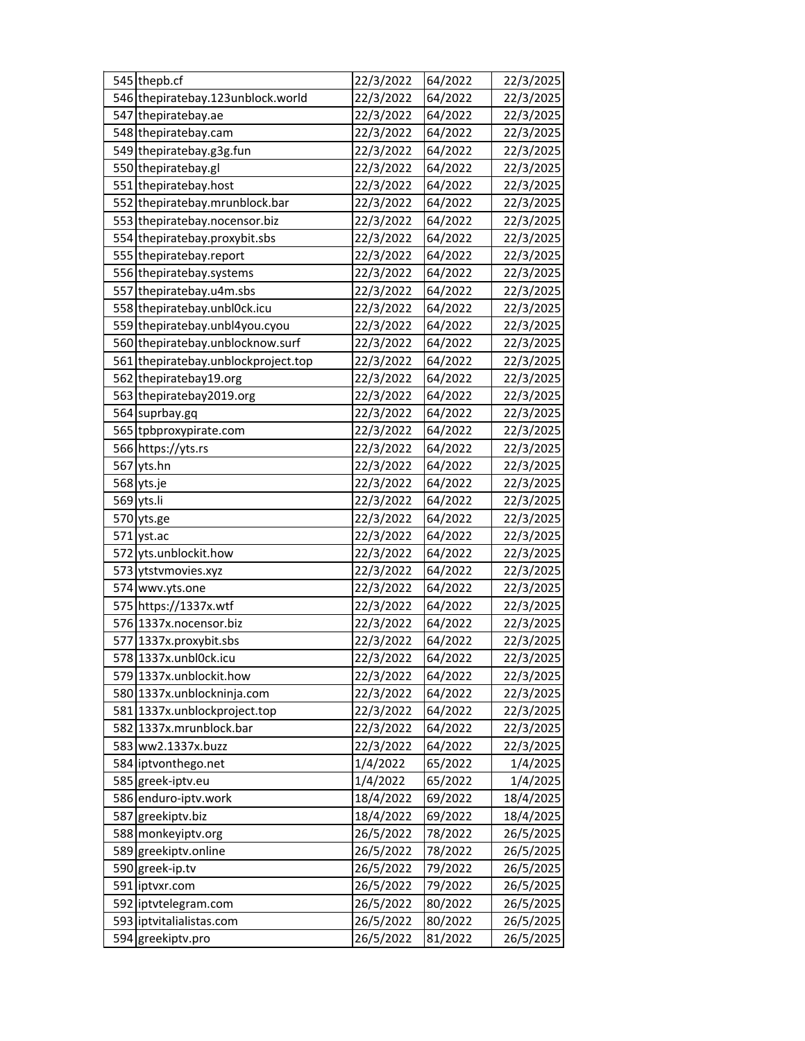| | | | | |
|---|---|---|---|---|
| 545 | thepb.cf | 22/3/2022 | 64/2022 | 22/3/2025 |
| 546 | thepiratebay.123unblock.world | 22/3/2022 | 64/2022 | 22/3/2025 |
| 547 | thepiratebay.ae | 22/3/2022 | 64/2022 | 22/3/2025 |
| 548 | thepiratebay.cam | 22/3/2022 | 64/2022 | 22/3/2025 |
| 549 | thepiratebay.g3g.fun | 22/3/2022 | 64/2022 | 22/3/2025 |
| 550 | thepiratebay.gl | 22/3/2022 | 64/2022 | 22/3/2025 |
| 551 | thepiratebay.host | 22/3/2022 | 64/2022 | 22/3/2025 |
| 552 | thepiratebay.mrunblock.bar | 22/3/2022 | 64/2022 | 22/3/2025 |
| 553 | thepiratebay.nocensor.biz | 22/3/2022 | 64/2022 | 22/3/2025 |
| 554 | thepiratebay.proxybit.sbs | 22/3/2022 | 64/2022 | 22/3/2025 |
| 555 | thepiratebay.report | 22/3/2022 | 64/2022 | 22/3/2025 |
| 556 | thepiratebay.systems | 22/3/2022 | 64/2022 | 22/3/2025 |
| 557 | thepiratebay.u4m.sbs | 22/3/2022 | 64/2022 | 22/3/2025 |
| 558 | thepiratebay.unbl0ck.icu | 22/3/2022 | 64/2022 | 22/3/2025 |
| 559 | thepiratebay.unbl4you.cyou | 22/3/2022 | 64/2022 | 22/3/2025 |
| 560 | thepiratebay.unblocknow.surf | 22/3/2022 | 64/2022 | 22/3/2025 |
| 561 | thepiratebay.unblockproject.top | 22/3/2022 | 64/2022 | 22/3/2025 |
| 562 | thepiratebay19.org | 22/3/2022 | 64/2022 | 22/3/2025 |
| 563 | thepiratebay2019.org | 22/3/2022 | 64/2022 | 22/3/2025 |
| 564 | suprbay.gq | 22/3/2022 | 64/2022 | 22/3/2025 |
| 565 | tpbproxypirate.com | 22/3/2022 | 64/2022 | 22/3/2025 |
| 566 | https://yts.rs | 22/3/2022 | 64/2022 | 22/3/2025 |
| 567 | yts.hn | 22/3/2022 | 64/2022 | 22/3/2025 |
| 568 | yts.je | 22/3/2022 | 64/2022 | 22/3/2025 |
| 569 | yts.li | 22/3/2022 | 64/2022 | 22/3/2025 |
| 570 | yts.ge | 22/3/2022 | 64/2022 | 22/3/2025 |
| 571 | yst.ac | 22/3/2022 | 64/2022 | 22/3/2025 |
| 572 | yts.unblockit.how | 22/3/2022 | 64/2022 | 22/3/2025 |
| 573 | ytstvmovies.xyz | 22/3/2022 | 64/2022 | 22/3/2025 |
| 574 | wwv.yts.one | 22/3/2022 | 64/2022 | 22/3/2025 |
| 575 | https://1337x.wtf | 22/3/2022 | 64/2022 | 22/3/2025 |
| 576 | 1337x.nocensor.biz | 22/3/2022 | 64/2022 | 22/3/2025 |
| 577 | 1337x.proxybit.sbs | 22/3/2022 | 64/2022 | 22/3/2025 |
| 578 | 1337x.unbl0ck.icu | 22/3/2022 | 64/2022 | 22/3/2025 |
| 579 | 1337x.unblockit.how | 22/3/2022 | 64/2022 | 22/3/2025 |
| 580 | 1337x.unblockninja.com | 22/3/2022 | 64/2022 | 22/3/2025 |
| 581 | 1337x.unblockproject.top | 22/3/2022 | 64/2022 | 22/3/2025 |
| 582 | 1337x.mrunblock.bar | 22/3/2022 | 64/2022 | 22/3/2025 |
| 583 | ww2.1337x.buzz | 22/3/2022 | 64/2022 | 22/3/2025 |
| 584 | iptvonthego.net | 1/4/2022 | 65/2022 | 1/4/2025 |
| 585 | greek-iptv.eu | 1/4/2022 | 65/2022 | 1/4/2025 |
| 586 | enduro-iptv.work | 18/4/2022 | 69/2022 | 18/4/2025 |
| 587 | greekiptv.biz | 18/4/2022 | 69/2022 | 18/4/2025 |
| 588 | monkeyiptv.org | 26/5/2022 | 78/2022 | 26/5/2025 |
| 589 | greekiptv.online | 26/5/2022 | 78/2022 | 26/5/2025 |
| 590 | greek-ip.tv | 26/5/2022 | 79/2022 | 26/5/2025 |
| 591 | iptvxr.com | 26/5/2022 | 79/2022 | 26/5/2025 |
| 592 | iptvtelegram.com | 26/5/2022 | 80/2022 | 26/5/2025 |
| 593 | iptvitalialistas.com | 26/5/2022 | 80/2022 | 26/5/2025 |
| 594 | greekiptv.pro | 26/5/2022 | 81/2022 | 26/5/2025 |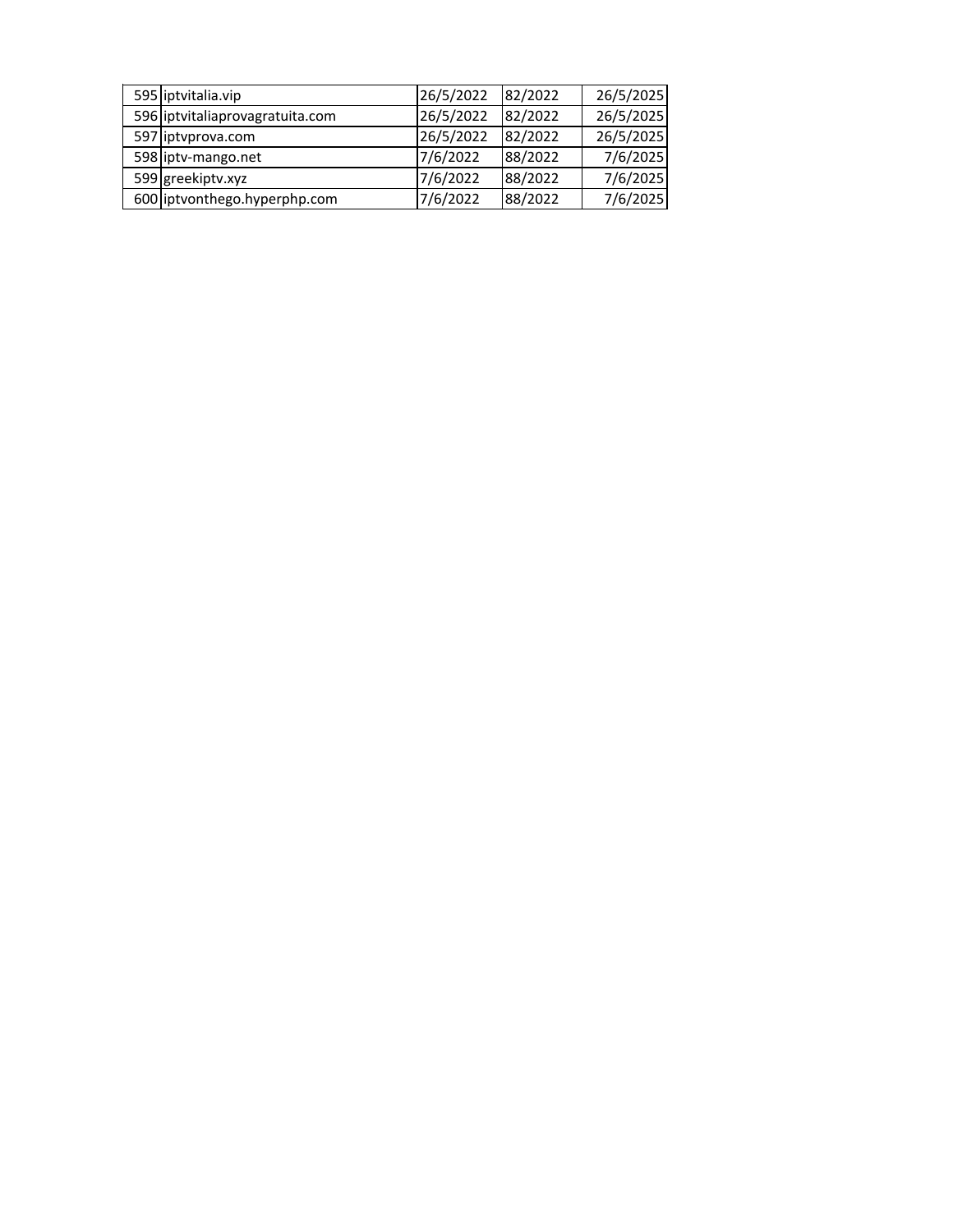| | | | | |
|---|---|---|---|---|
| 595 | iptvitalia.vip | 26/5/2022 | 82/2022 | 26/5/2025 |
| 596 | iptvitaliaprovagratuita.com | 26/5/2022 | 82/2022 | 26/5/2025 |
| 597 | iptvprova.com | 26/5/2022 | 82/2022 | 26/5/2025 |
| 598 | iptv-mango.net | 7/6/2022 | 88/2022 | 7/6/2025 |
| 599 | greekiptv.xyz | 7/6/2022 | 88/2022 | 7/6/2025 |
| 600 | iptvonthego.hyperphp.com | 7/6/2022 | 88/2022 | 7/6/2025 |